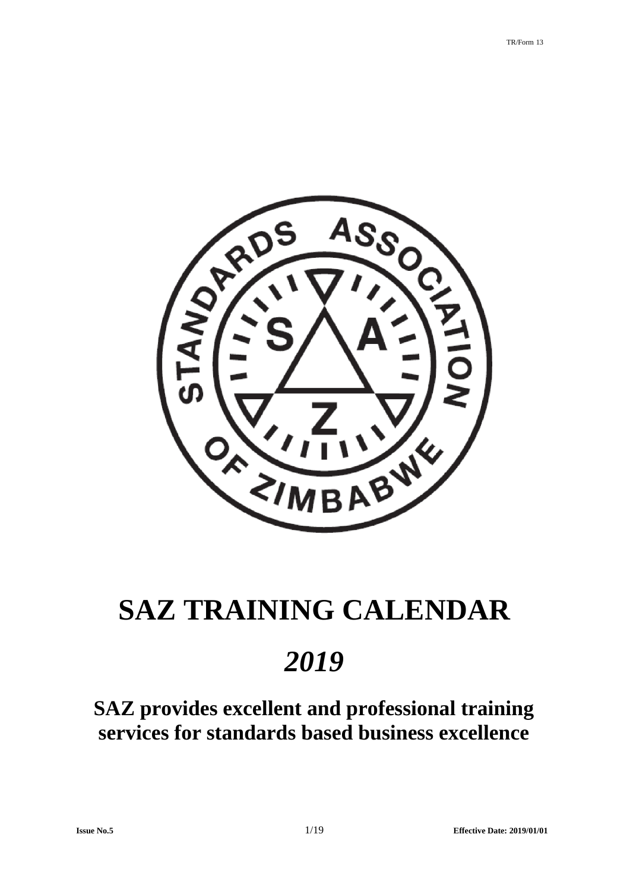# SAZ TRAINING CALENDAR

# *2019*

## SAZ provides excellent and professional training services for standards based business excellence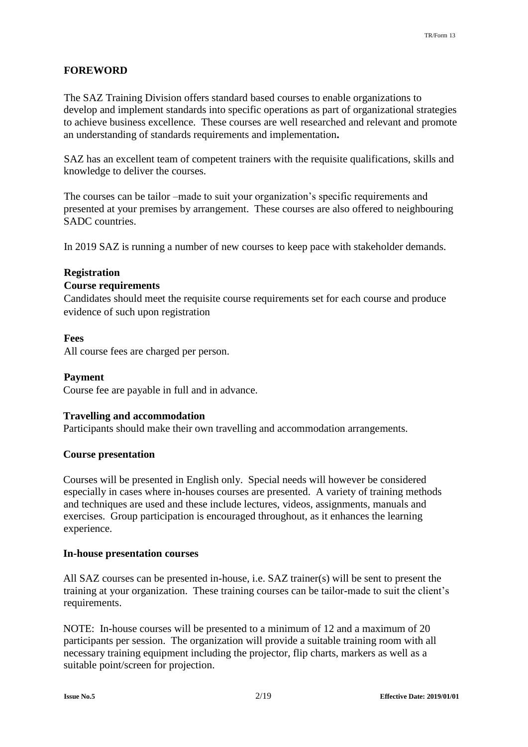# FOREWORD

The SAZ Training Division offers standard based courses to enable organizations to develop and implement standards into specific operations as part of organizational strategies to achieve business excellence. These courses are well researched and relevant and promote an understanding of standards requirements and implementation**.**

SAZ has an excellent team of competent trainers with the requisite qualifications, skills and knowledge to deliver the courses.

The courses can be tailor –made to suit your organization's specific requirements and presented at your premises by arrangement. These courses are also offered to neighbouring SADC countries.

In 2019 SAZ is running a number of new courses to keep pace with stakeholder demands.

**Registration**

**Course requirements**

Candidates should meet the requisite course requirements set for each course and produce evidence of such upon registration

**Fees**

All course fees are charged per person.

**Payment**

Course fee are payable in full and in advance.

**Travelling and accommodation**

Participants should make their own travelling and accommodation arrangements.

**Course presentation**

Courses will be presented in English only. Special needs will however be considered especially in cases where in-houses courses are presented. A variety of training methods and techniques are used and these include lectures, videos, assignments, manuals and exercises. Group participation is encouraged throughout, as it enhances the learning experience.

**In-house presentation courses**

All SAZ courses can be presented in-house, i.e. SAZ trainer(s) will be sent to present the training at your organization. These training courses can be tailor-made to suit the client's requirements.

NOTE: In-house courses will be presented to a minimum of 12 and a maximum of 20 participants per session. The organization will provide a suitable training room with all necessary training equipment including the projector, flip charts, markers as well as a suitable point/screen for projection.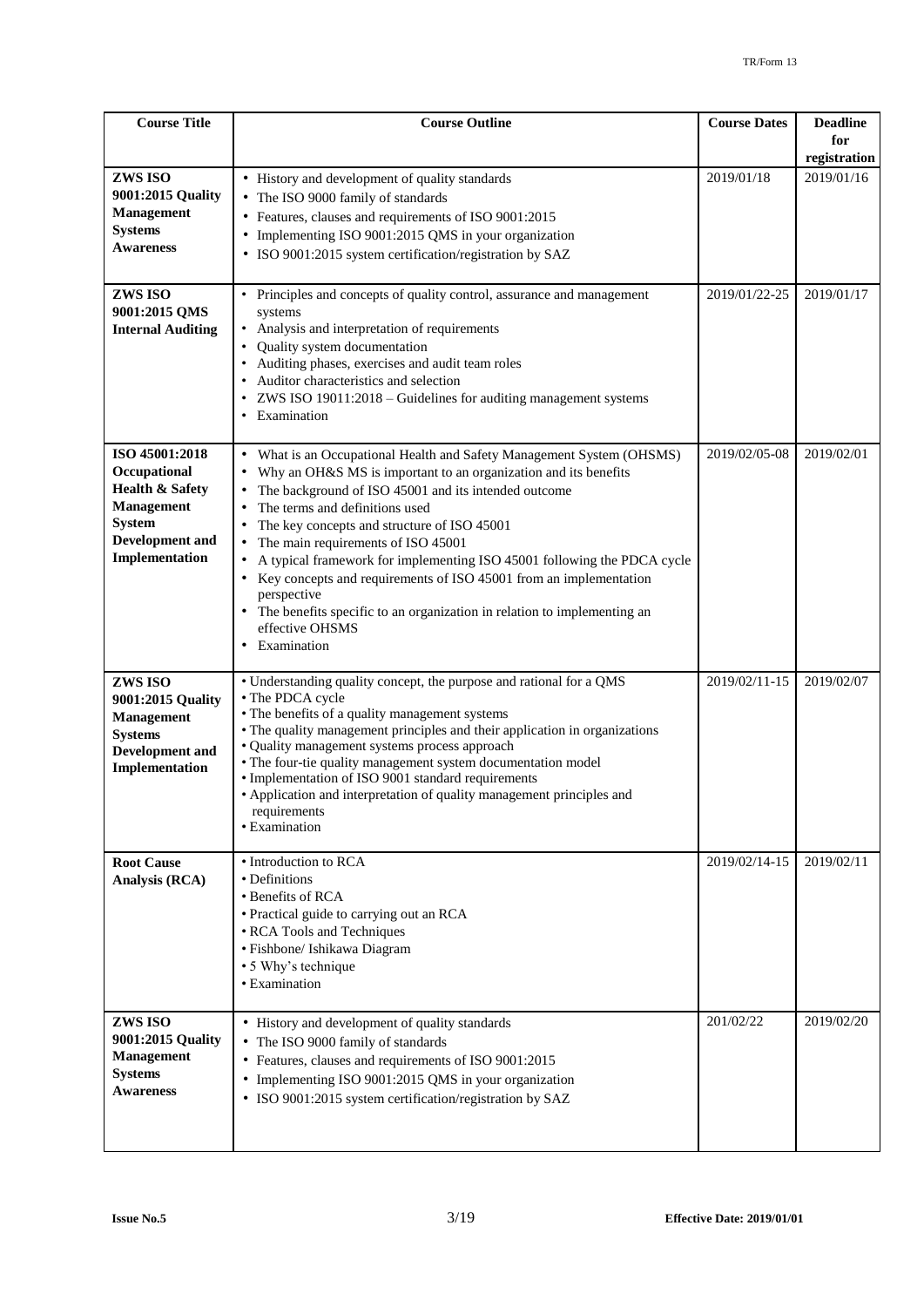| Course Title | Course Outline | Course Dates | Deadline for registration |
|---|---|---|---|
| **ZWS ISO 9001:2015 Quality Management Systems Awareness** | • History and development of quality standards<br>• The ISO 9000 family of standards<br>• Features, clauses and requirements of ISO 9001:2015<br>• Implementing ISO 9001:2015 QMS in your organization<br>• ISO 9001:2015 system certification/registration by SAZ | 2019/01/18 | 2019/01/16 |
| **ZWS ISO 9001:2015 QMS Internal Auditing** | • Principles and concepts of quality control, assurance and management systems<br>• Analysis and interpretation of requirements<br>• Quality system documentation<br>• Auditing phases, exercises and audit team roles<br>• Auditor characteristics and selection<br>• ZWS ISO 19011:2018 – Guidelines for auditing management systems<br>• Examination | 2019/01/22-25 | 2019/01/17 |
| **ISO 45001:2018 Occupational Health & Safety Management System Development and Implementation** | • What is an Occupational Health and Safety Management System (OHSMS)<br>• Why an OH&S MS is important to an organization and its benefits<br>• The background of ISO 45001 and its intended outcome<br>• The terms and definitions used<br>• The key concepts and structure of ISO 45001<br>• The main requirements of ISO 45001<br>• A typical framework for implementing ISO 45001 following the PDCA cycle<br>• Key concepts and requirements of ISO 45001 from an implementation perspective<br>• The benefits specific to an organization in relation to implementing an effective OHSMS<br>• Examination | 2019/02/05-08 | 2019/02/01 |
| **ZWS ISO 9001:2015 Quality Management Systems Development and Implementation** | • Understanding quality concept, the purpose and rational for a QMS<br>• The PDCA cycle<br>• The benefits of a quality management systems<br>• The quality management principles and their application in organizations<br>• Quality management systems process approach<br>• The four-tie quality management system documentation model<br>• Implementation of ISO 9001 standard requirements<br>• Application and interpretation of quality management principles and requirements<br>• Examination | 2019/02/11-15 | 2019/02/07 |
| **Root Cause Analysis (RCA)** | • Introduction to RCA<br>• Definitions<br>• Benefits of RCA<br>• Practical guide to carrying out an RCA<br>• RCA Tools and Techniques<br>• Fishbone/ Ishikawa Diagram<br>• 5 Why's technique<br>• Examination | 2019/02/14-15 | 2019/02/11 |
| **ZWS ISO 9001:2015 Quality Management Systems Awareness** | • History and development of quality standards<br>• The ISO 9000 family of standards<br>• Features, clauses and requirements of ISO 9001:2015<br>• Implementing ISO 9001:2015 QMS in your organization<br>• ISO 9001:2015 system certification/registration by SAZ | 201/02/22 | 2019/02/20 |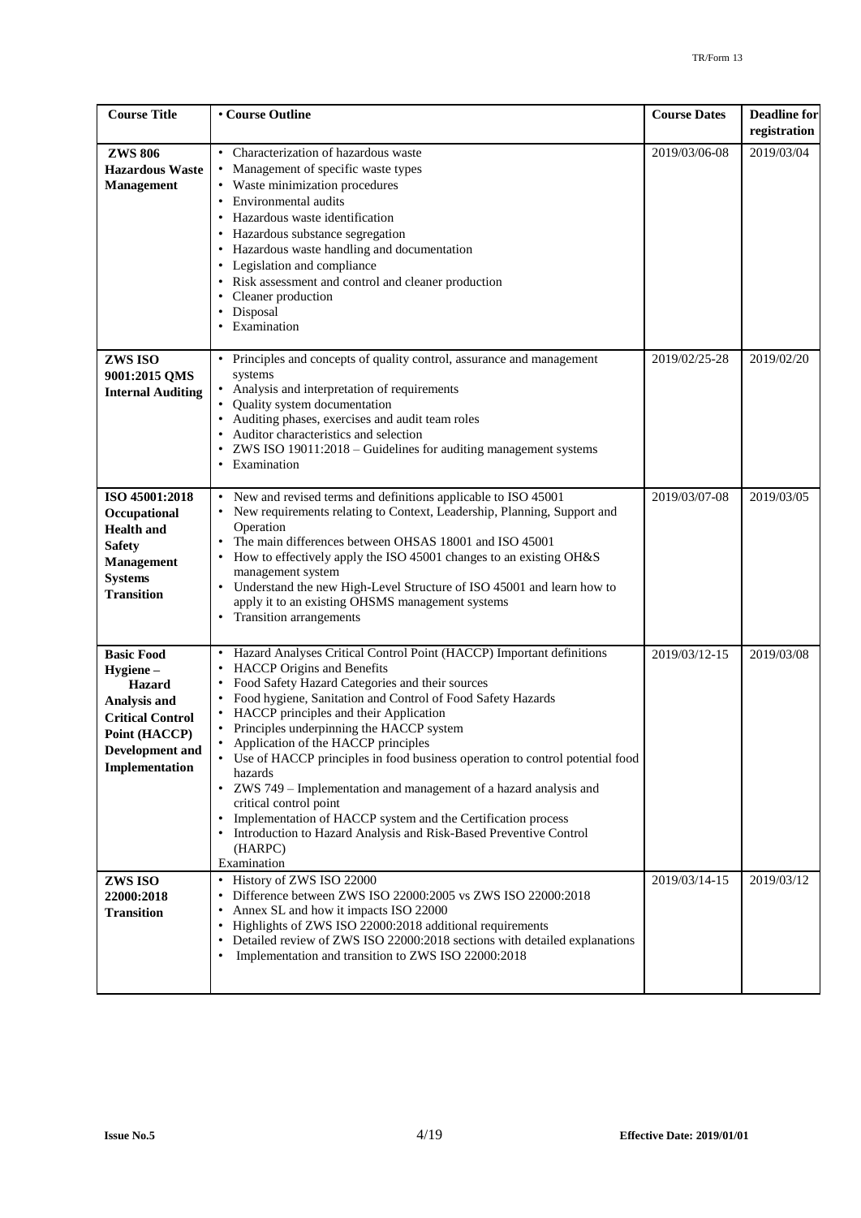| Course Title | • Course Outline | Course Dates | Deadline for registration |
|---|---|---|---|
| **ZWS 806 Hazardous Waste Management** | • Characterization of hazardous waste<br>• Management of specific waste types<br>• Waste minimization procedures<br>• Environmental audits<br>• Hazardous waste identification<br>• Hazardous substance segregation<br>• Hazardous waste handling and documentation<br>• Legislation and compliance<br>• Risk assessment and control and cleaner production<br>• Cleaner production<br>• Disposal<br>• Examination | 2019/03/06-08 | 2019/03/04 |
| **ZWS ISO 9001:2015 QMS Internal Auditing** | • Principles and concepts of quality control, assurance and management systems<br>• Analysis and interpretation of requirements<br>• Quality system documentation<br>• Auditing phases, exercises and audit team roles<br>• Auditor characteristics and selection<br>• ZWS ISO 19011:2018 – Guidelines for auditing management systems<br>• Examination | 2019/02/25-28 | 2019/02/20 |
| **ISO 45001:2018 Occupational Health and Safety Management Systems Transition** | • New and revised terms and definitions applicable to ISO 45001<br>• New requirements relating to Context, Leadership, Planning, Support and Operation<br>• The main differences between OHSAS 18001 and ISO 45001<br>• How to effectively apply the ISO 45001 changes to an existing OH&S management system<br>• Understand the new High-Level Structure of ISO 45001 and learn how to apply it to an existing OHSMS management systems<br>• Transition arrangements | 2019/03/07-08 | 2019/03/05 |
| **Basic Food Hygiene – Hazard Analysis and Critical Control Point (HACCP) Development and Implementation** | • Hazard Analyses Critical Control Point (HACCP) Important definitions<br>• HACCP Origins and Benefits<br>• Food Safety Hazard Categories and their sources<br>• Food hygiene, Sanitation and Control of Food Safety Hazards<br>• HACCP principles and their Application<br>• Principles underpinning the HACCP system<br>• Application of the HACCP principles<br>• Use of HACCP principles in food business operation to control potential food hazards<br>• ZWS 749 – Implementation and management of a hazard analysis and critical control point<br>• Implementation of HACCP system and the Certification process<br>• Introduction to Hazard Analysis and Risk-Based Preventive Control (HARPC)<br>Examination | 2019/03/12-15 | 2019/03/08 |
| **ZWS ISO 22000:2018 Transition** | • History of ZWS ISO 22000<br>• Difference between ZWS ISO 22000:2005 vs ZWS ISO 22000:2018<br>• Annex SL and how it impacts ISO 22000<br>• Highlights of ZWS ISO 22000:2018 additional requirements<br>• Detailed review of ZWS ISO 22000:2018 sections with detailed explanations<br>• Implementation and transition to ZWS ISO 22000:2018 | 2019/03/14-15 | 2019/03/12 |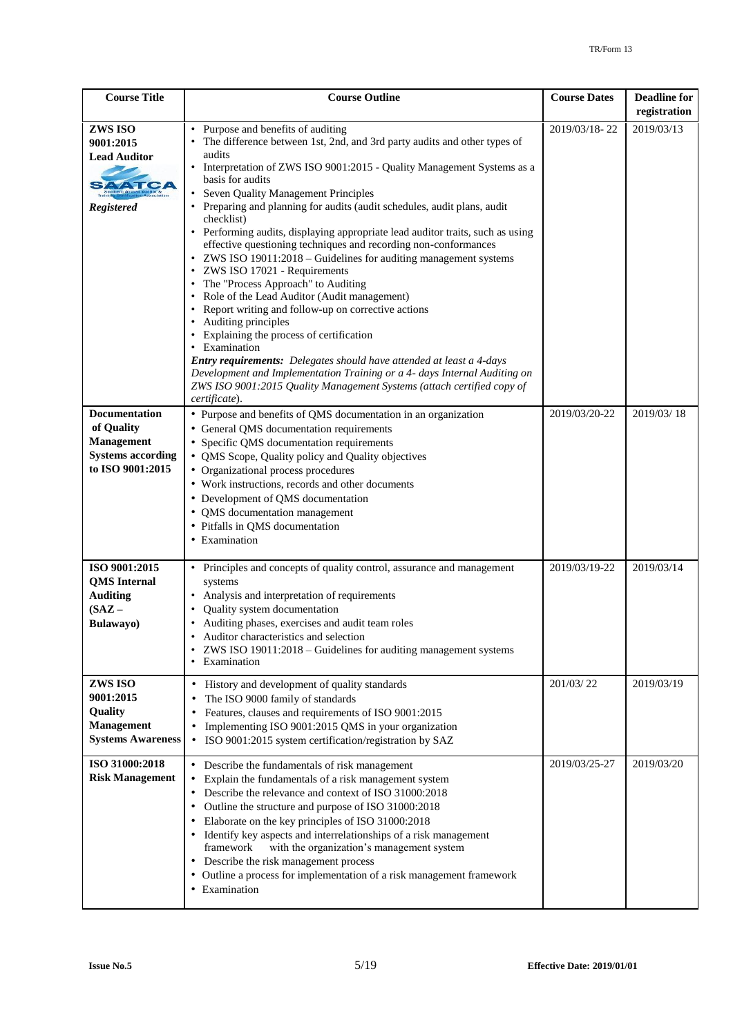| Course Title | Course Outline | Course Dates | Deadline for registration |
|---|---|---|---|
| **ZWS ISO 9001:2015 Lead Auditor** SAATCA ***Registered*** | • Purpose and benefits of auditing<br>• The difference between 1st, 2nd, and 3rd party audits and other types of audits<br>• Interpretation of ZWS ISO 9001:2015 - Quality Management Systems as a basis for audits<br>• Seven Quality Management Principles<br>• Preparing and planning for audits (audit schedules, audit plans, audit checklist)<br>• Performing audits, displaying appropriate lead auditor traits, such as using effective questioning techniques and recording non-conformances<br>• ZWS ISO 19011:2018 – Guidelines for auditing management systems<br>• ZWS ISO 17021 - Requirements<br>• The "Process Approach" to Auditing<br>• Role of the Lead Auditor (Audit management)<br>• Report writing and follow-up on corrective actions<br>• Auditing principles<br>• Explaining the process of certification<br>• Examination<br>***Entry requirements:*** *Delegates should have attended at least a 4-days Development and Implementation Training or a 4- days Internal Auditing on ZWS ISO 9001:2015 Quality Management Systems (attach certified copy of certificate).* | 2019/03/18- 22 | 2019/03/13 |
| **Documentation of Quality Management Systems according to ISO 9001:2015** | • Purpose and benefits of QMS documentation in an organization<br>• General QMS documentation requirements<br>• Specific QMS documentation requirements<br>• QMS Scope, Quality policy and Quality objectives<br>• Organizational process procedures<br>• Work instructions, records and other documents<br>• Development of QMS documentation<br>• QMS documentation management<br>• Pitfalls in QMS documentation<br>• Examination | 2019/03/20-22 | 2019/03/ 18 |
| **ISO 9001:2015 QMS Internal Auditing (SAZ – Bulawayo)** | • Principles and concepts of quality control, assurance and management systems<br>• Analysis and interpretation of requirements<br>• Quality system documentation<br>• Auditing phases, exercises and audit team roles<br>• Auditor characteristics and selection<br>• ZWS ISO 19011:2018 – Guidelines for auditing management systems<br>• Examination | 2019/03/19-22 | 2019/03/14 |
| **ZWS ISO 9001:2015 Quality Management Systems Awareness** | • History and development of quality standards<br>• The ISO 9000 family of standards<br>• Features, clauses and requirements of ISO 9001:2015<br>• Implementing ISO 9001:2015 QMS in your organization<br>• ISO 9001:2015 system certification/registration by SAZ | 201/03/ 22 | 2019/03/19 |
| **ISO 31000:2018 Risk Management** | • Describe the fundamentals of risk management<br>• Explain the fundamentals of a risk management system<br>• Describe the relevance and context of ISO 31000:2018<br>• Outline the structure and purpose of ISO 31000:2018<br>• Elaborate on the key principles of ISO 31000:2018<br>• Identify key aspects and interrelationships of a risk management framework with the organization's management system<br>• Describe the risk management process<br>• Outline a process for implementation of a risk management framework<br>• Examination | 2019/03/25-27 | 2019/03/20 |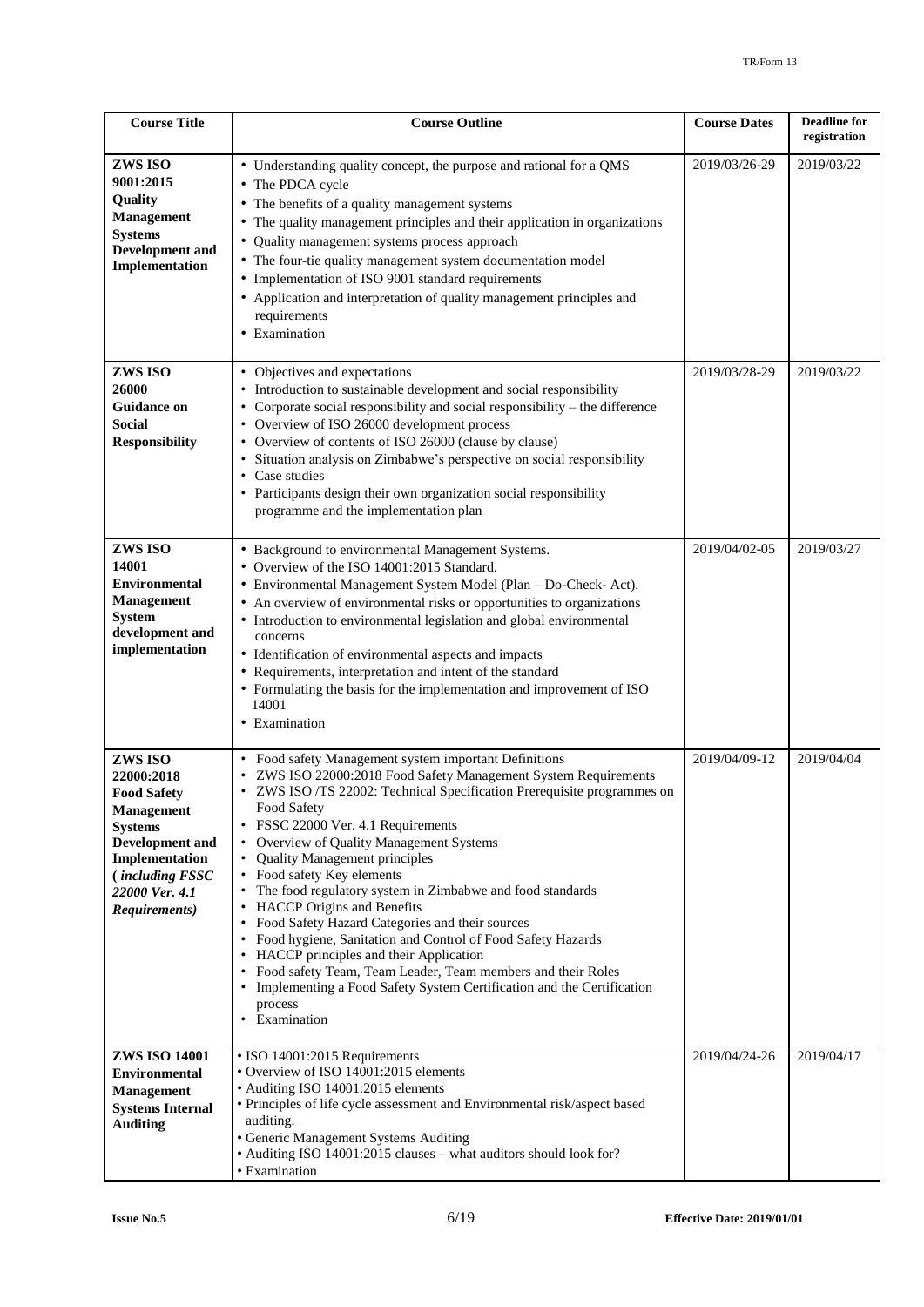| Course Title | Course Outline | Course Dates | Deadline for registration |
|---|---|---|---|
| **ZWS ISO 9001:2015 Quality Management Systems Development and Implementation** | • Understanding quality concept, the purpose and rational for a QMS<br>• The PDCA cycle<br>• The benefits of a quality management systems<br>• The quality management principles and their application in organizations<br>• Quality management systems process approach<br>• The four-tie quality management system documentation model<br>• Implementation of ISO 9001 standard requirements<br>• Application and interpretation of quality management principles and requirements<br>• Examination | 2019/03/26-29 | 2019/03/22 |
| **ZWS ISO 26000 Guidance on Social Responsibility** | • Objectives and expectations<br>• Introduction to sustainable development and social responsibility<br>• Corporate social responsibility and social responsibility – the difference<br>• Overview of ISO 26000 development process<br>• Overview of contents of ISO 26000 (clause by clause)<br>• Situation analysis on Zimbabwe's perspective on social responsibility<br>• Case studies<br>• Participants design their own organization social responsibility programme and the implementation plan | 2019/03/28-29 | 2019/03/22 |
| **ZWS ISO 14001 Environmental Management System development and implementation** | • Background to environmental Management Systems.<br>• Overview of the ISO 14001:2015 Standard.<br>• Environmental Management System Model (Plan – Do-Check- Act).<br>• An overview of environmental risks or opportunities to organizations<br>• Introduction to environmental legislation and global environmental concerns<br>• Identification of environmental aspects and impacts<br>• Requirements, interpretation and intent of the standard<br>• Formulating the basis for the implementation and improvement of ISO 14001<br>• Examination | 2019/04/02-05 | 2019/03/27 |
| **ZWS ISO 22000:2018 Food Safety Management Systems Development and Implementation *(including FSSC 22000 Ver. 4.1 Requirements)*** | • Food safety Management system important Definitions<br>• ZWS ISO 22000:2018 Food Safety Management System Requirements<br>• ZWS ISO /TS 22002: Technical Specification Prerequisite programmes on Food Safety<br>• FSSC 22000 Ver. 4.1 Requirements<br>• Overview of Quality Management Systems<br>• Quality Management principles<br>• Food safety Key elements<br>• The food regulatory system in Zimbabwe and food standards<br>• HACCP Origins and Benefits<br>• Food Safety Hazard Categories and their sources<br>• Food hygiene, Sanitation and Control of Food Safety Hazards<br>• HACCP principles and their Application<br>• Food safety Team, Team Leader, Team members and their Roles<br>• Implementing a Food Safety System Certification and the Certification process<br>• Examination | 2019/04/09-12 | 2019/04/04 |
| **ZWS ISO 14001 Environmental Management Systems Internal Auditing** | • ISO 14001:2015 Requirements<br>• Overview of ISO 14001:2015 elements<br>• Auditing ISO 14001:2015 elements<br>• Principles of life cycle assessment and Environmental risk/aspect based auditing.<br>• Generic Management Systems Auditing<br>• Auditing ISO 14001:2015 clauses – what auditors should look for?<br>• Examination | 2019/04/24-26 | 2019/04/17 |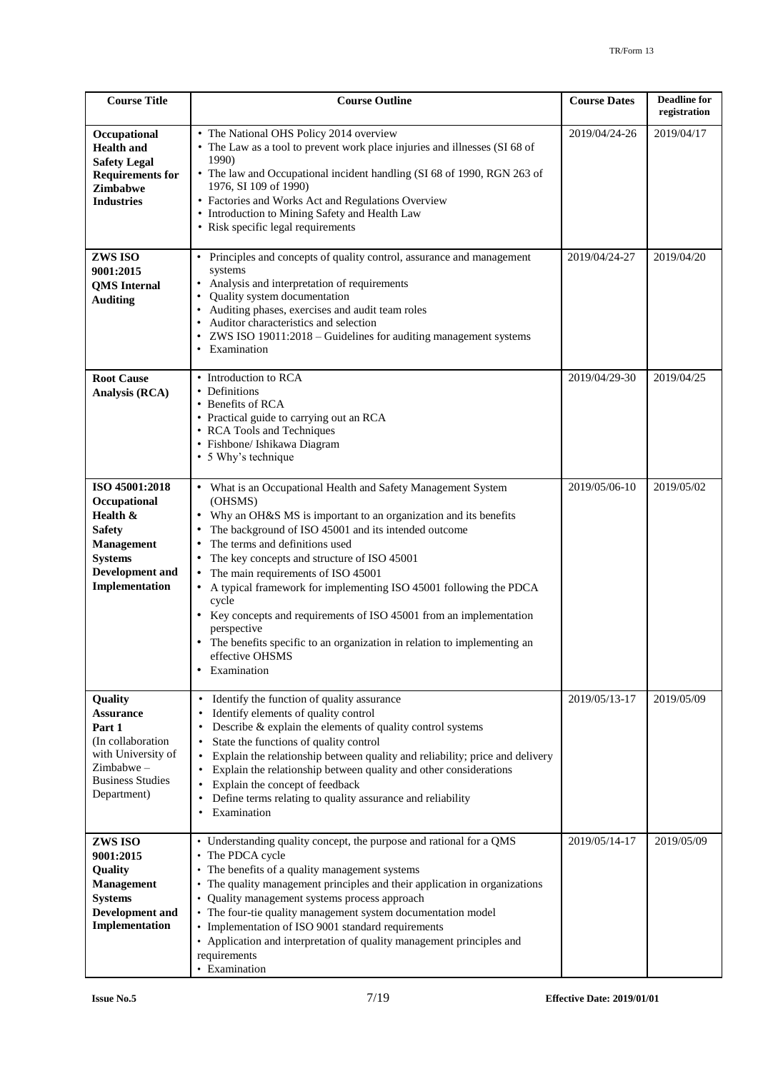| Course Title | Course Outline | Course Dates | Deadline for registration |
|---|---|---|---|
| **Occupational Health and Safety Legal Requirements for Zimbabwe Industries** | • The National OHS Policy 2014 overview<br>• The Law as a tool to prevent work place injuries and illnesses (SI 68 of 1990)<br>• The law and Occupational incident handling (SI 68 of 1990, RGN 263 of 1976, SI 109 of 1990)<br>• Factories and Works Act and Regulations Overview<br>• Introduction to Mining Safety and Health Law<br>• Risk specific legal requirements | 2019/04/24-26 | 2019/04/17 |
| **ZWS ISO 9001:2015 QMS Internal Auditing** | • Principles and concepts of quality control, assurance and management systems<br>• Analysis and interpretation of requirements<br>• Quality system documentation<br>• Auditing phases, exercises and audit team roles<br>• Auditor characteristics and selection<br>• ZWS ISO 19011:2018 – Guidelines for auditing management systems<br>• Examination | 2019/04/24-27 | 2019/04/20 |
| **Root Cause Analysis (RCA)** | • Introduction to RCA<br>• Definitions<br>• Benefits of RCA<br>• Practical guide to carrying out an RCA<br>• RCA Tools and Techniques<br>• Fishbone/ Ishikawa Diagram<br>• 5 Why's technique | 2019/04/29-30 | 2019/04/25 |
| **ISO 45001:2018 Occupational Health & Safety Management Systems Development and Implementation** | • What is an Occupational Health and Safety Management System (OHSMS)<br>• Why an OH&S MS is important to an organization and its benefits<br>• The background of ISO 45001 and its intended outcome<br>• The terms and definitions used<br>• The key concepts and structure of ISO 45001<br>• The main requirements of ISO 45001<br>• A typical framework for implementing ISO 45001 following the PDCA cycle<br>• Key concepts and requirements of ISO 45001 from an implementation perspective<br>• The benefits specific to an organization in relation to implementing an effective OHSMS<br>• Examination | 2019/05/06-10 | 2019/05/02 |
| **Quality Assurance Part 1** (In collaboration with University of Zimbabwe – Business Studies Department) | • Identify the function of quality assurance<br>• Identify elements of quality control<br>• Describe & explain the elements of quality control systems<br>• State the functions of quality control<br>• Explain the relationship between quality and reliability; price and delivery<br>• Explain the relationship between quality and other considerations<br>• Explain the concept of feedback<br>• Define terms relating to quality assurance and reliability<br>• Examination | 2019/05/13-17 | 2019/05/09 |
| **ZWS ISO 9001:2015 Quality Management Systems Development and Implementation** | • Understanding quality concept, the purpose and rational for a QMS<br>• The PDCA cycle<br>• The benefits of a quality management systems<br>• The quality management principles and their application in organizations<br>• Quality management systems process approach<br>• The four-tie quality management system documentation model<br>• Implementation of ISO 9001 standard requirements<br>• Application and interpretation of quality management principles and requirements<br>• Examination | 2019/05/14-17 | 2019/05/09 |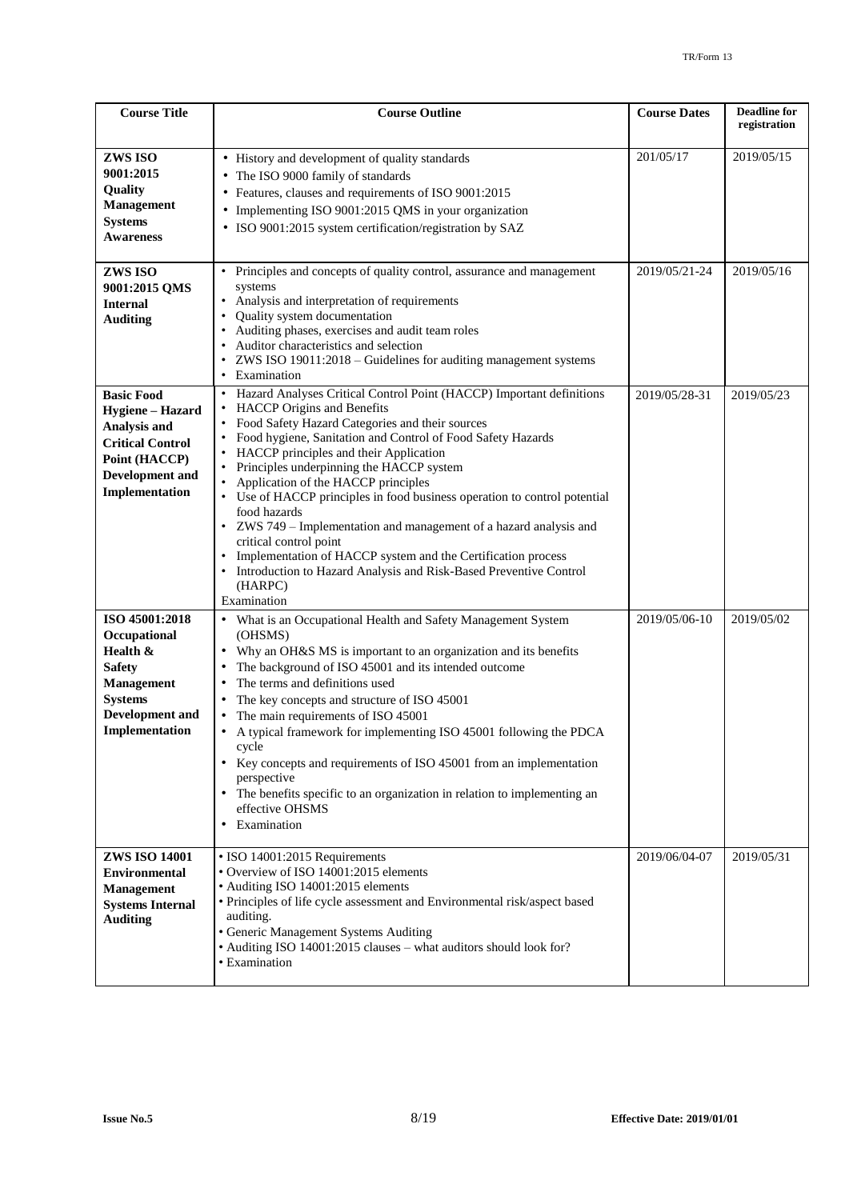| Course Title | Course Outline | Course Dates | Deadline for registration |
|---|---|---|---|
| **ZWS ISO 9001:2015 Quality Management Systems Awareness** | • History and development of quality standards<br>• The ISO 9000 family of standards<br>• Features, clauses and requirements of ISO 9001:2015<br>• Implementing ISO 9001:2015 QMS in your organization<br>• ISO 9001:2015 system certification/registration by SAZ | 201/05/17 | 2019/05/15 |
| **ZWS ISO 9001:2015 QMS Internal Auditing** | • Principles and concepts of quality control, assurance and management systems<br>• Analysis and interpretation of requirements<br>• Quality system documentation<br>• Auditing phases, exercises and audit team roles<br>• Auditor characteristics and selection<br>• ZWS ISO 19011:2018 – Guidelines for auditing management systems<br>• Examination | 2019/05/21-24 | 2019/05/16 |
| **Basic Food Hygiene – Hazard Analysis and Critical Control Point (HACCP) Development and Implementation** | • Hazard Analyses Critical Control Point (HACCP) Important definitions<br>• HACCP Origins and Benefits<br>• Food Safety Hazard Categories and their sources<br>• Food hygiene, Sanitation and Control of Food Safety Hazards<br>• HACCP principles and their Application<br>• Principles underpinning the HACCP system<br>• Application of the HACCP principles<br>• Use of HACCP principles in food business operation to control potential food hazards<br>• ZWS 749 – Implementation and management of a hazard analysis and critical control point<br>• Implementation of HACCP system and the Certification process<br>• Introduction to Hazard Analysis and Risk-Based Preventive Control (HARPC)<br>Examination | 2019/05/28-31 | 2019/05/23 |
| **ISO 45001:2018 Occupational Health & Safety Management Systems Development and Implementation** | • What is an Occupational Health and Safety Management System (OHSMS)<br>• Why an OH&S MS is important to an organization and its benefits<br>• The background of ISO 45001 and its intended outcome<br>• The terms and definitions used<br>• The key concepts and structure of ISO 45001<br>• The main requirements of ISO 45001<br>• A typical framework for implementing ISO 45001 following the PDCA cycle<br>• Key concepts and requirements of ISO 45001 from an implementation perspective<br>• The benefits specific to an organization in relation to implementing an effective OHSMS<br>• Examination | 2019/05/06-10 | 2019/05/02 |
| **ZWS ISO 14001 Environmental Management Systems Internal Auditing** | • ISO 14001:2015 Requirements<br>• Overview of ISO 14001:2015 elements<br>• Auditing ISO 14001:2015 elements<br>• Principles of life cycle assessment and Environmental risk/aspect based auditing.<br>• Generic Management Systems Auditing<br>• Auditing ISO 14001:2015 clauses – what auditors should look for?<br>• Examination | 2019/06/04-07 | 2019/05/31 |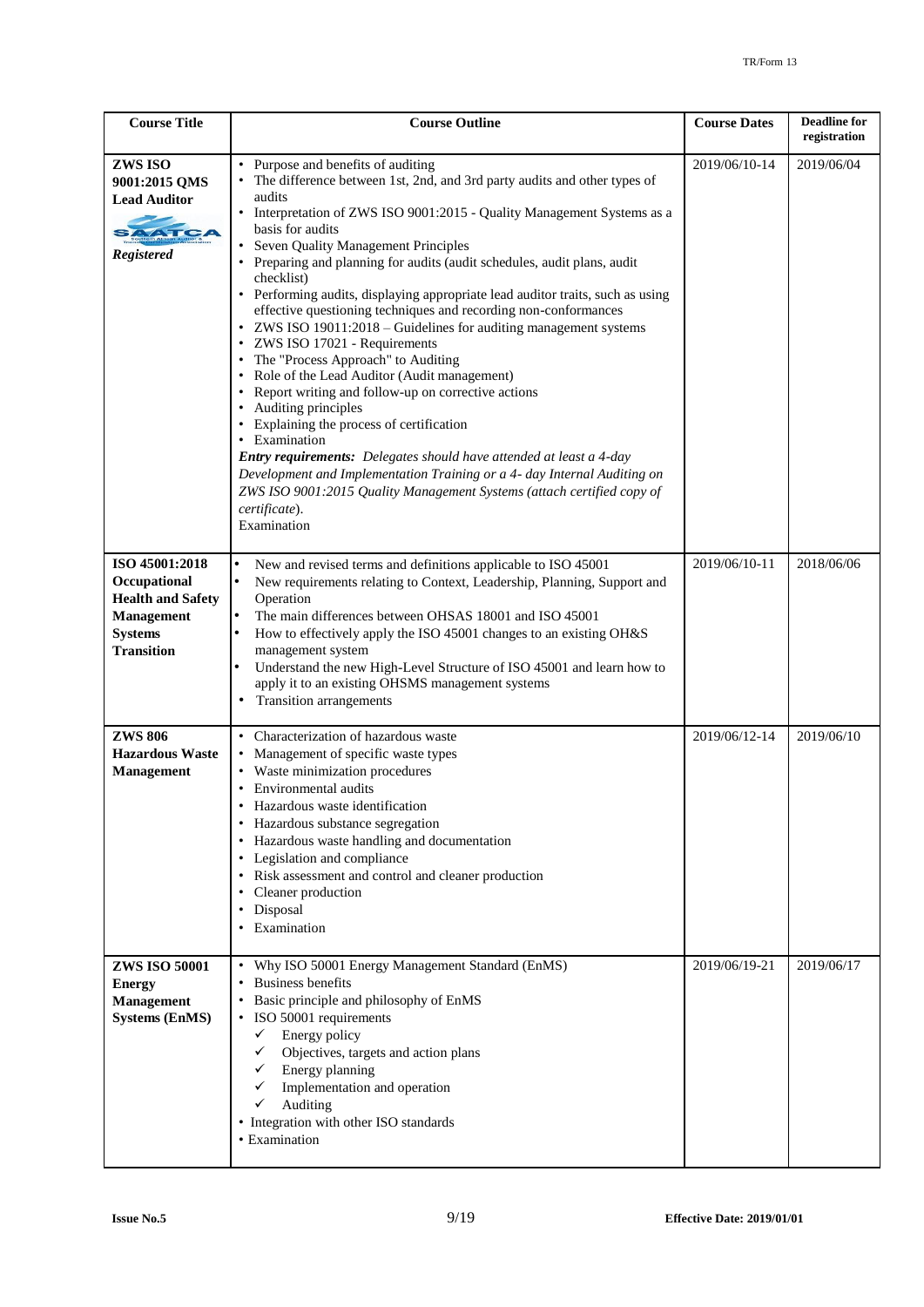| Course Title | Course Outline | Course Dates | Deadline for registration |
|---|---|---|---|
| **ZWS ISO 9001:2015 QMS Lead Auditor** *Registered* | • Purpose and benefits of auditing<br>• The difference between 1st, 2nd, and 3rd party audits and other types of audits<br>• Interpretation of ZWS ISO 9001:2015 - Quality Management Systems as a basis for audits<br>• Seven Quality Management Principles<br>• Preparing and planning for audits (audit schedules, audit plans, audit checklist)<br>• Performing audits, displaying appropriate lead auditor traits, such as using effective questioning techniques and recording non-conformances<br>• ZWS ISO 19011:2018 – Guidelines for auditing management systems<br>• ZWS ISO 17021 - Requirements<br>• The "Process Approach" to Auditing<br>• Role of the Lead Auditor (Audit management)<br>• Report writing and follow-up on corrective actions<br>• Auditing principles<br>• Explaining the process of certification<br>• Examination<br>***Entry requirements:*** *Delegates should have attended at least a 4-day Development and Implementation Training or a 4- day Internal Auditing on ZWS ISO 9001:2015 Quality Management Systems (attach certified copy of certificate).*<br>Examination | 2019/06/10-14 | 2019/06/04 |
| **ISO 45001:2018 Occupational Health and Safety Management Systems Transition** | • New and revised terms and definitions applicable to ISO 45001<br>• New requirements relating to Context, Leadership, Planning, Support and Operation<br>• The main differences between OHSAS 18001 and ISO 45001<br>• How to effectively apply the ISO 45001 changes to an existing OH&S management system<br>• Understand the new High-Level Structure of ISO 45001 and learn how to apply it to an existing OHSMS management systems<br>• Transition arrangements | 2019/06/10-11 | 2018/06/06 |
| **ZWS 806 Hazardous Waste Management** | • Characterization of hazardous waste<br>• Management of specific waste types<br>• Waste minimization procedures<br>• Environmental audits<br>• Hazardous waste identification<br>• Hazardous substance segregation<br>• Hazardous waste handling and documentation<br>• Legislation and compliance<br>• Risk assessment and control and cleaner production<br>• Cleaner production<br>• Disposal<br>• Examination | 2019/06/12-14 | 2019/06/10 |
| **ZWS ISO 50001 Energy Management Systems (EnMS)** | • Why ISO 50001 Energy Management Standard (EnMS)<br>• Business benefits<br>• Basic principle and philosophy of EnMS<br>• ISO 50001 requirements<br>&nbsp;&nbsp;✓ Energy policy<br>&nbsp;&nbsp;✓ Objectives, targets and action plans<br>&nbsp;&nbsp;✓ Energy planning<br>&nbsp;&nbsp;✓ Implementation and operation<br>&nbsp;&nbsp;✓ Auditing<br>• Integration with other ISO standards<br>• Examination | 2019/06/19-21 | 2019/06/17 |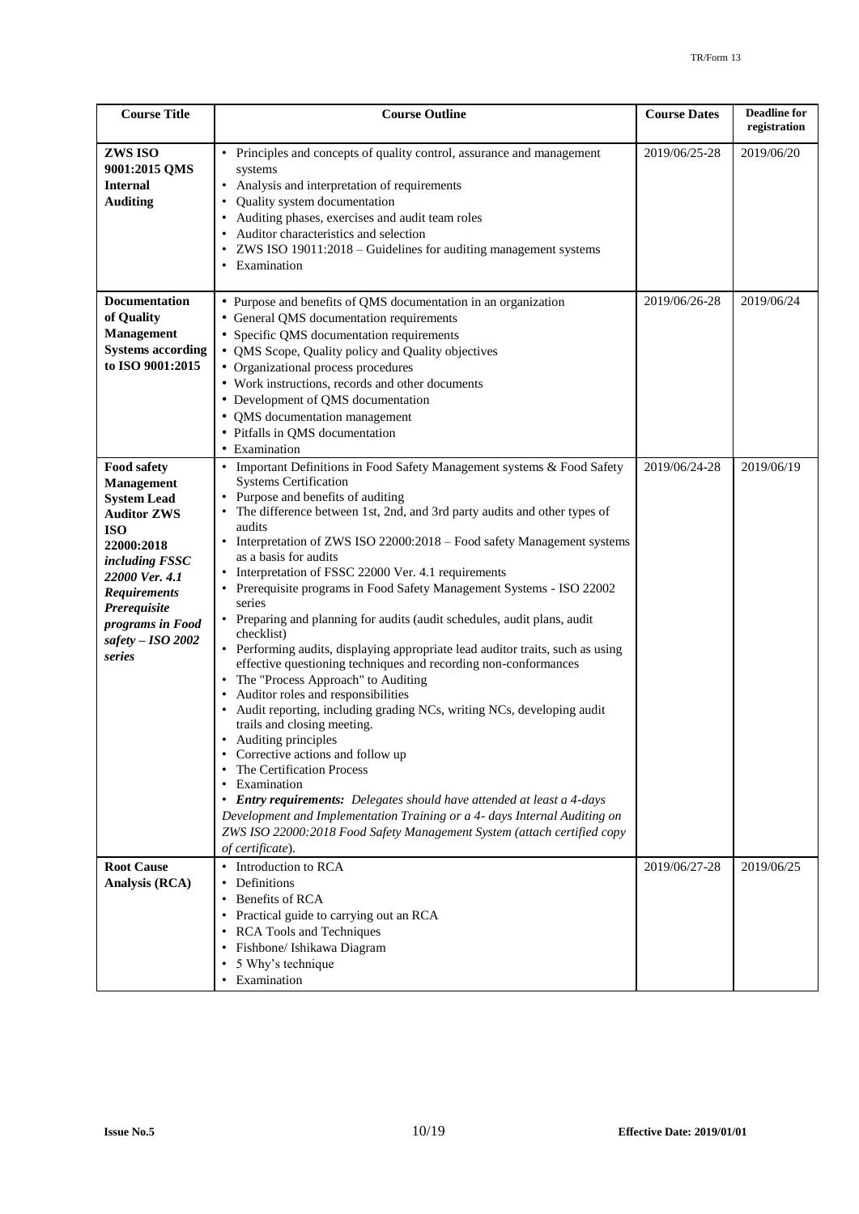| Course Title | Course Outline | Course Dates | Deadline for registration |
|---|---|---|---|
| **ZWS ISO 9001:2015 QMS Internal Auditing** | • Principles and concepts of quality control, assurance and management systems<br>• Analysis and interpretation of requirements<br>• Quality system documentation<br>• Auditing phases, exercises and audit team roles<br>• Auditor characteristics and selection<br>• ZWS ISO 19011:2018 – Guidelines for auditing management systems<br>• Examination | 2019/06/25-28 | 2019/06/20 |
| **Documentation of Quality Management Systems according to ISO 9001:2015** | • Purpose and benefits of QMS documentation in an organization<br>• General QMS documentation requirements<br>• Specific QMS documentation requirements<br>• QMS Scope, Quality policy and Quality objectives<br>• Organizational process procedures<br>• Work instructions, records and other documents<br>• Development of QMS documentation<br>• QMS documentation management<br>• Pitfalls in QMS documentation<br>• Examination | 2019/06/26-28 | 2019/06/24 |
| **Food safety Management System Lead Auditor ZWS ISO 22000:2018** ***including FSSC 22000 Ver. 4.1 Requirements Prerequisite programs in Food safety – ISO 2002 series*** | • Important Definitions in Food Safety Management systems & Food Safety Systems Certification<br>• Purpose and benefits of auditing<br>• The difference between 1st, 2nd, and 3rd party audits and other types of audits<br>• Interpretation of ZWS ISO 22000:2018 – Food safety Management systems as a basis for audits<br>• Interpretation of FSSC 22000 Ver. 4.1 requirements<br>• Prerequisite programs in Food Safety Management Systems - ISO 22002 series<br>• Preparing and planning for audits (audit schedules, audit plans, audit checklist)<br>• Performing audits, displaying appropriate lead auditor traits, such as using effective questioning techniques and recording non-conformances<br>• The "Process Approach" to Auditing<br>• Auditor roles and responsibilities<br>• Audit reporting, including grading NCs, writing NCs, developing audit trails and closing meeting.<br>• Auditing principles<br>• Corrective actions and follow up<br>• The Certification Process<br>• Examination<br>• ***Entry requirements:*** *Delegates should have attended at least a 4-days Development and Implementation Training or a 4- days Internal Auditing on ZWS ISO 22000:2018 Food Safety Management System (attach certified copy of certificate).* | 2019/06/24-28 | 2019/06/19 |
| **Root Cause Analysis (RCA)** | • Introduction to RCA<br>• Definitions<br>• Benefits of RCA<br>• Practical guide to carrying out an RCA<br>• RCA Tools and Techniques<br>• Fishbone/ Ishikawa Diagram<br>• 5 Why's technique<br>• Examination | 2019/06/27-28 | 2019/06/25 |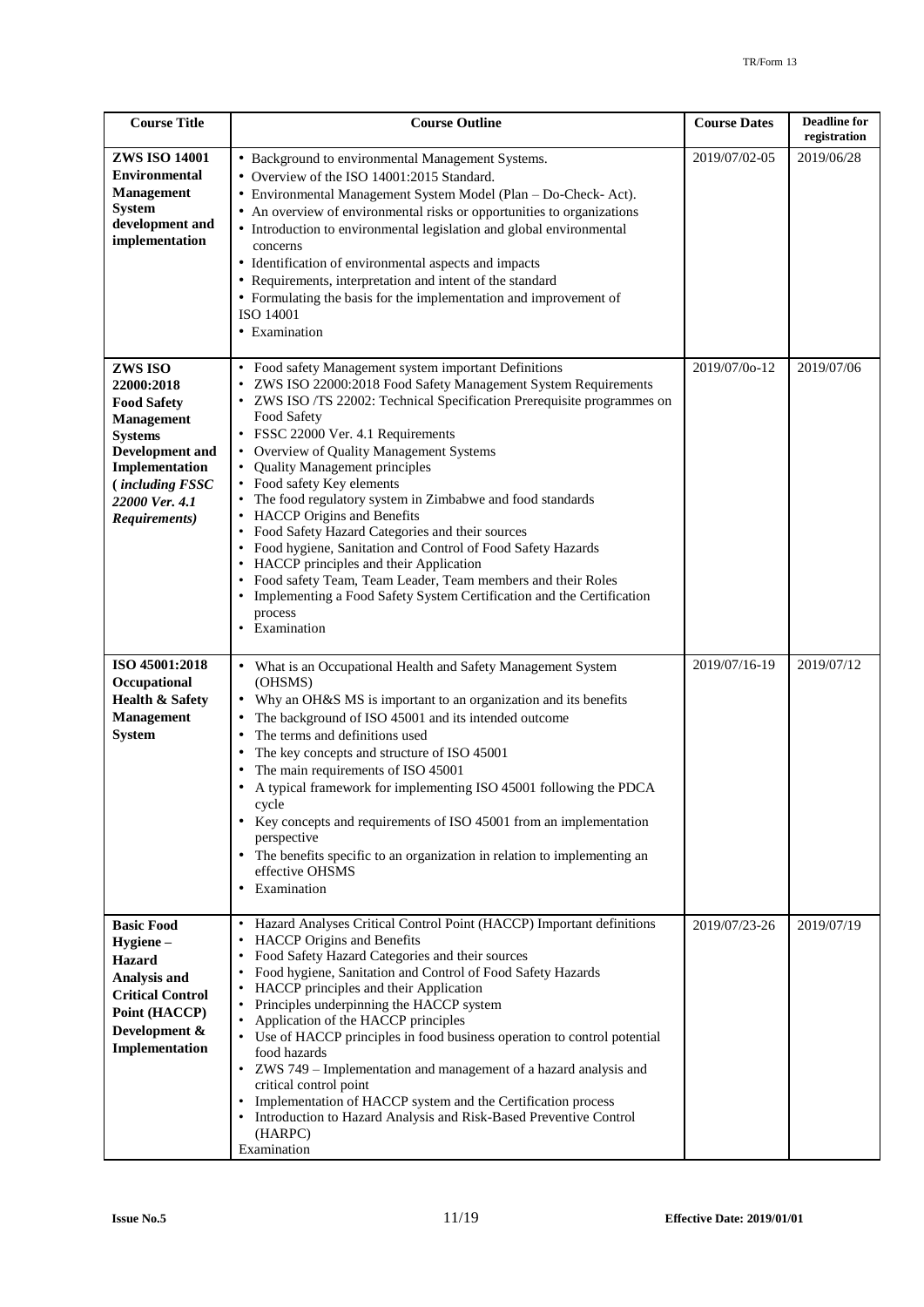| Course Title | Course Outline | Course Dates | Deadline for registration |
|---|---|---|---|
| **ZWS ISO 14001 Environmental Management System development and implementation** | • Background to environmental Management Systems.<br>• Overview of the ISO 14001:2015 Standard.<br>• Environmental Management System Model (Plan – Do-Check- Act).<br>• An overview of environmental risks or opportunities to organizations<br>• Introduction to environmental legislation and global environmental concerns<br>• Identification of environmental aspects and impacts<br>• Requirements, interpretation and intent of the standard<br>• Formulating the basis for the implementation and improvement of ISO 14001<br>• Examination | 2019/07/02-05 | 2019/06/28 |
| **ZWS ISO 22000:2018 Food Safety Management Systems Development and Implementation (*including FSSC 22000 Ver. 4.1 Requirements*)** | • Food safety Management system important Definitions<br>• ZWS ISO 22000:2018 Food Safety Management System Requirements<br>• ZWS ISO /TS 22002: Technical Specification Prerequisite programmes on Food Safety<br>• FSSC 22000 Ver. 4.1 Requirements<br>• Overview of Quality Management Systems<br>• Quality Management principles<br>• Food safety Key elements<br>• The food regulatory system in Zimbabwe and food standards<br>• HACCP Origins and Benefits<br>• Food Safety Hazard Categories and their sources<br>• Food hygiene, Sanitation and Control of Food Safety Hazards<br>• HACCP principles and their Application<br>• Food safety Team, Team Leader, Team members and their Roles<br>• Implementing a Food Safety System Certification and the Certification process<br>• Examination | 2019/07/0o-12 | 2019/07/06 |
| **ISO 45001:2018 Occupational Health & Safety Management System** | • What is an Occupational Health and Safety Management System (OHSMS)<br>• Why an OH&S MS is important to an organization and its benefits<br>• The background of ISO 45001 and its intended outcome<br>• The terms and definitions used<br>• The key concepts and structure of ISO 45001<br>• The main requirements of ISO 45001<br>• A typical framework for implementing ISO 45001 following the PDCA cycle<br>• Key concepts and requirements of ISO 45001 from an implementation perspective<br>• The benefits specific to an organization in relation to implementing an effective OHSMS<br>• Examination | 2019/07/16-19 | 2019/07/12 |
| **Basic Food Hygiene – Hazard Analysis and Critical Control Point (HACCP) Development & Implementation** | • Hazard Analyses Critical Control Point (HACCP) Important definitions<br>• HACCP Origins and Benefits<br>• Food Safety Hazard Categories and their sources<br>• Food hygiene, Sanitation and Control of Food Safety Hazards<br>• HACCP principles and their Application<br>• Principles underpinning the HACCP system<br>• Application of the HACCP principles<br>• Use of HACCP principles in food business operation to control potential food hazards<br>• ZWS 749 – Implementation and management of a hazard analysis and critical control point<br>• Implementation of HACCP system and the Certification process<br>• Introduction to Hazard Analysis and Risk-Based Preventive Control (HARPC)<br>Examination | 2019/07/23-26 | 2019/07/19 |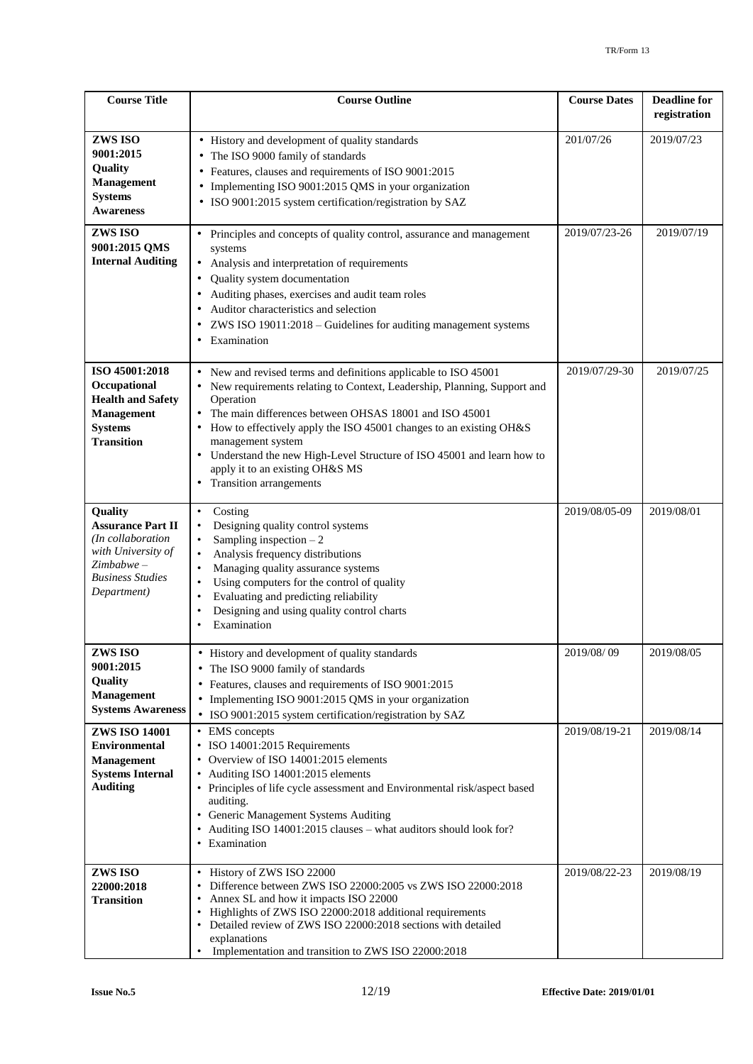| Course Title | Course Outline | Course Dates | Deadline for registration |
|---|---|---|---|
| **ZWS ISO 9001:2015 Quality Management Systems Awareness** | • History and development of quality standards<br>• The ISO 9000 family of standards<br>• Features, clauses and requirements of ISO 9001:2015<br>• Implementing ISO 9001:2015 QMS in your organization<br>• ISO 9001:2015 system certification/registration by SAZ | 201/07/26 | 2019/07/23 |
| **ZWS ISO 9001:2015 QMS Internal Auditing** | • Principles and concepts of quality control, assurance and management systems<br>• Analysis and interpretation of requirements<br>• Quality system documentation<br>• Auditing phases, exercises and audit team roles<br>• Auditor characteristics and selection<br>• ZWS ISO 19011:2018 – Guidelines for auditing management systems<br>• Examination | 2019/07/23-26 | 2019/07/19 |
| **ISO 45001:2018 Occupational Health and Safety Management Systems Transition** | • New and revised terms and definitions applicable to ISO 45001<br>• New requirements relating to Context, Leadership, Planning, Support and Operation<br>• The main differences between OHSAS 18001 and ISO 45001<br>• How to effectively apply the ISO 45001 changes to an existing OH&S management system<br>• Understand the new High-Level Structure of ISO 45001 and learn how to apply it to an existing OH&S MS<br>• Transition arrangements | 2019/07/29-30 | 2019/07/25 |
| **Quality Assurance Part II** *(In collaboration with University of Zimbabwe – Business Studies Department)* | • Costing<br>• Designing quality control systems<br>• Sampling inspection – 2<br>• Analysis frequency distributions<br>• Managing quality assurance systems<br>• Using computers for the control of quality<br>• Evaluating and predicting reliability<br>• Designing and using quality control charts<br>• Examination | 2019/08/05-09 | 2019/08/01 |
| **ZWS ISO 9001:2015 Quality Management Systems Awareness** | • History and development of quality standards<br>• The ISO 9000 family of standards<br>• Features, clauses and requirements of ISO 9001:2015<br>• Implementing ISO 9001:2015 QMS in your organization<br>• ISO 9001:2015 system certification/registration by SAZ | 2019/08/ 09 | 2019/08/05 |
| **ZWS ISO 14001 Environmental Management Systems Internal Auditing** | • EMS concepts<br>• ISO 14001:2015 Requirements<br>• Overview of ISO 14001:2015 elements<br>• Auditing ISO 14001:2015 elements<br>• Principles of life cycle assessment and Environmental risk/aspect based auditing.<br>• Generic Management Systems Auditing<br>• Auditing ISO 14001:2015 clauses – what auditors should look for?<br>• Examination | 2019/08/19-21 | 2019/08/14 |
| **ZWS ISO 22000:2018 Transition** | • History of ZWS ISO 22000<br>• Difference between ZWS ISO 22000:2005 vs ZWS ISO 22000:2018<br>• Annex SL and how it impacts ISO 22000<br>• Highlights of ZWS ISO 22000:2018 additional requirements<br>• Detailed review of ZWS ISO 22000:2018 sections with detailed explanations<br>• Implementation and transition to ZWS ISO 22000:2018 | 2019/08/22-23 | 2019/08/19 |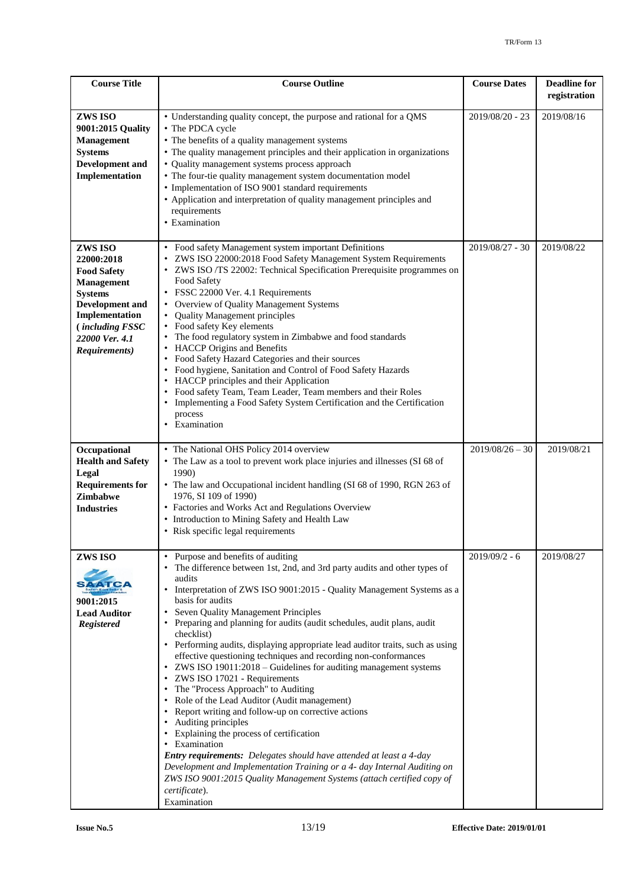| Course Title | Course Outline | Course Dates | Deadline for registration |
|---|---|---|---|
| **ZWS ISO 9001:2015 Quality Management Systems Development and Implementation** | • Understanding quality concept, the purpose and rational for a QMS<br>• The PDCA cycle<br>• The benefits of a quality management systems<br>• The quality management principles and their application in organizations<br>• Quality management systems process approach<br>• The four-tie quality management system documentation model<br>• Implementation of ISO 9001 standard requirements<br>• Application and interpretation of quality management principles and requirements<br>• Examination | 2019/08/20 - 23 | 2019/08/16 |
| **ZWS ISO 22000:2018 Food Safety Management Systems Development and Implementation** ***(including FSSC 22000 Ver. 4.1 Requirements)*** | • Food safety Management system important Definitions<br>• ZWS ISO 22000:2018 Food Safety Management System Requirements<br>• ZWS ISO /TS 22002: Technical Specification Prerequisite programmes on Food Safety<br>• FSSC 22000 Ver. 4.1 Requirements<br>• Overview of Quality Management Systems<br>• Quality Management principles<br>• Food safety Key elements<br>• The food regulatory system in Zimbabwe and food standards<br>• HACCP Origins and Benefits<br>• Food Safety Hazard Categories and their sources<br>• Food hygiene, Sanitation and Control of Food Safety Hazards<br>• HACCP principles and their Application<br>• Food safety Team, Team Leader, Team members and their Roles<br>• Implementing a Food Safety System Certification and the Certification process<br>• Examination | 2019/08/27 - 30 | 2019/08/22 |
| **Occupational Health and Safety Legal Requirements for Zimbabwe Industries** | • The National OHS Policy 2014 overview<br>• The Law as a tool to prevent work place injuries and illnesses (SI 68 of 1990)<br>• The law and Occupational incident handling (SI 68 of 1990, RGN 263 of 1976, SI 109 of 1990)<br>• Factories and Works Act and Regulations Overview<br>• Introduction to Mining Safety and Health Law<br>• Risk specific legal requirements | 2019/08/26 – 30 | 2019/08/21 |
| **ZWS ISO** SAATCA **9001:2015 Lead Auditor** ***Registered*** | • Purpose and benefits of auditing<br>• The difference between 1st, 2nd, and 3rd party audits and other types of audits<br>• Interpretation of ZWS ISO 9001:2015 - Quality Management Systems as a basis for audits<br>• Seven Quality Management Principles<br>• Preparing and planning for audits (audit schedules, audit plans, audit checklist)<br>• Performing audits, displaying appropriate lead auditor traits, such as using effective questioning techniques and recording non-conformances<br>• ZWS ISO 19011:2018 – Guidelines for auditing management systems<br>• ZWS ISO 17021 - Requirements<br>• The "Process Approach" to Auditing<br>• Role of the Lead Auditor (Audit management)<br>• Report writing and follow-up on corrective actions<br>• Auditing principles<br>• Explaining the process of certification<br>• Examination<br>***Entry requirements:*** *Delegates should have attended at least a 4-day Development and Implementation Training or a 4- day Internal Auditing on ZWS ISO 9001:2015 Quality Management Systems (attach certified copy of certificate).*<br>Examination | 2019/09/2 - 6 | 2019/08/27 |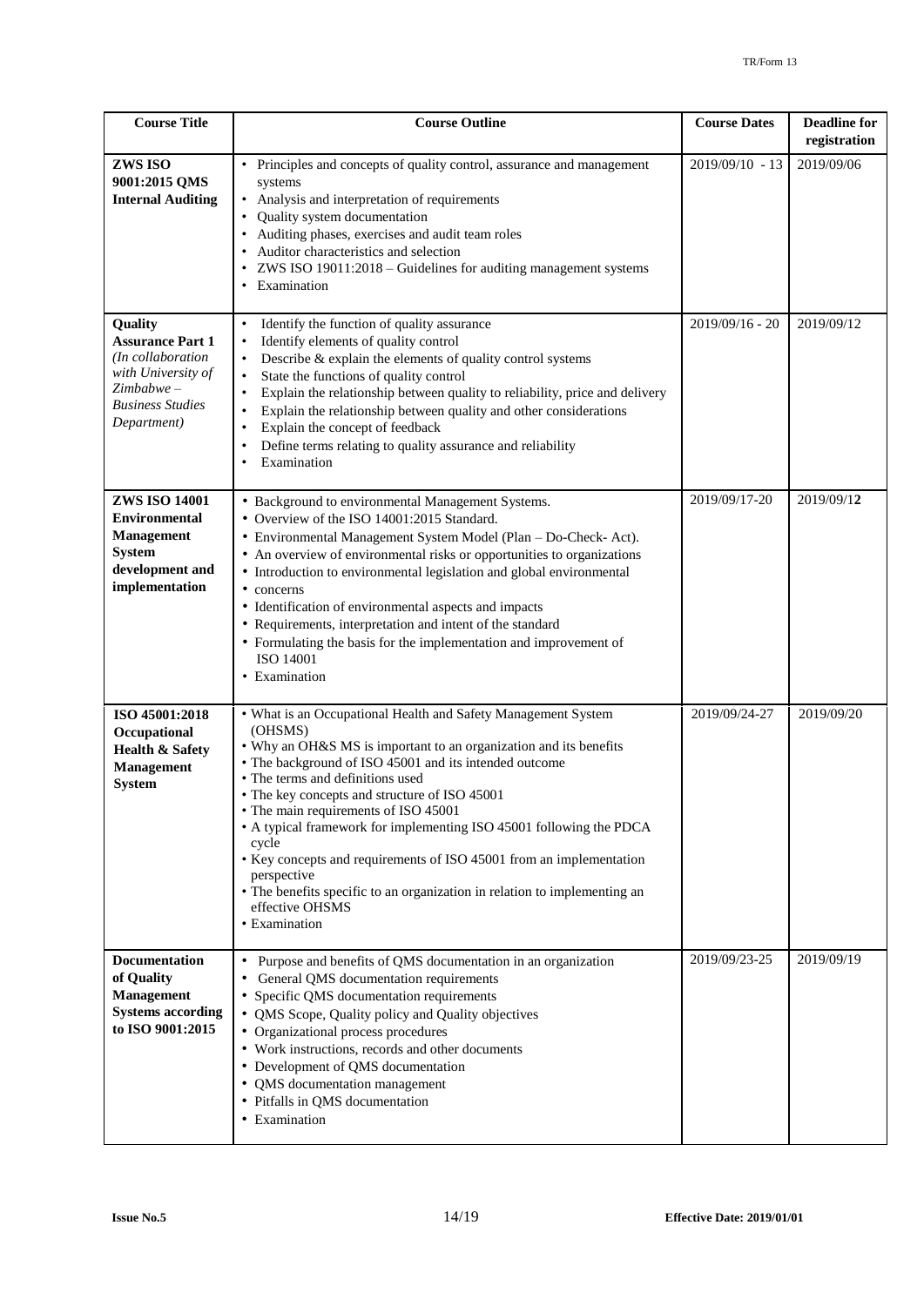| Course Title | Course Outline | Course Dates | Deadline for registration |
|---|---|---|---|
| **ZWS ISO 9001:2015 QMS Internal Auditing** | • Principles and concepts of quality control, assurance and management systems<br>• Analysis and interpretation of requirements<br>• Quality system documentation<br>• Auditing phases, exercises and audit team roles<br>• Auditor characteristics and selection<br>• ZWS ISO 19011:2018 – Guidelines for auditing management systems<br>• Examination | 2019/09/10 - 13 | 2019/09/06 |
| **Quality Assurance Part 1** *(In collaboration with University of Zimbabwe – Business Studies Department)* | • Identify the function of quality assurance<br>• Identify elements of quality control<br>• Describe & explain the elements of quality control systems<br>• State the functions of quality control<br>• Explain the relationship between quality to reliability, price and delivery<br>• Explain the relationship between quality and other considerations<br>• Explain the concept of feedback<br>• Define terms relating to quality assurance and reliability<br>• Examination | 2019/09/16 - 20 | 2019/09/12 |
| **ZWS ISO 14001 Environmental Management System development and implementation** | • Background to environmental Management Systems.<br>• Overview of the ISO 14001:2015 Standard.<br>• Environmental Management System Model (Plan – Do-Check- Act).<br>• An overview of environmental risks or opportunities to organizations<br>• Introduction to environmental legislation and global environmental<br>• concerns<br>• Identification of environmental aspects and impacts<br>• Requirements, interpretation and intent of the standard<br>• Formulating the basis for the implementation and improvement of ISO 14001<br>• Examination | 2019/09/17-20 | 2019/09/12 |
| **ISO 45001:2018 Occupational Health & Safety Management System** | • What is an Occupational Health and Safety Management System (OHSMS)<br>• Why an OH&S MS is important to an organization and its benefits<br>• The background of ISO 45001 and its intended outcome<br>• The terms and definitions used<br>• The key concepts and structure of ISO 45001<br>• The main requirements of ISO 45001<br>• A typical framework for implementing ISO 45001 following the PDCA cycle<br>• Key concepts and requirements of ISO 45001 from an implementation perspective<br>• The benefits specific to an organization in relation to implementing an effective OHSMS<br>• Examination | 2019/09/24-27 | 2019/09/20 |
| **Documentation of Quality Management Systems according to ISO 9001:2015** | • Purpose and benefits of QMS documentation in an organization<br>• General QMS documentation requirements<br>• Specific QMS documentation requirements<br>• QMS Scope, Quality policy and Quality objectives<br>• Organizational process procedures<br>• Work instructions, records and other documents<br>• Development of QMS documentation<br>• QMS documentation management<br>• Pitfalls in QMS documentation<br>• Examination | 2019/09/23-25 | 2019/09/19 |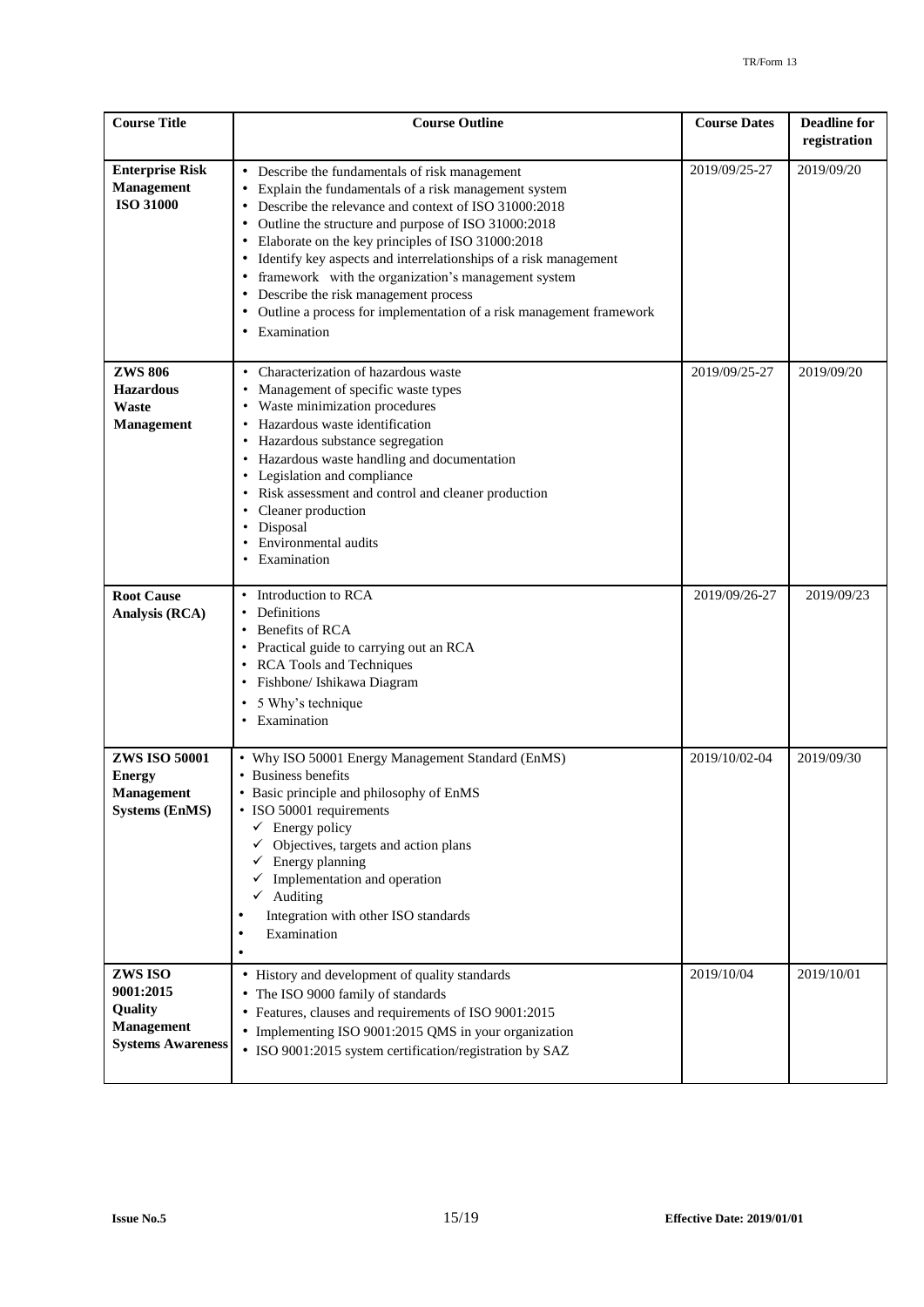| Course Title | Course Outline | Course Dates | Deadline for registration |
|---|---|---|---|
| **Enterprise Risk Management ISO 31000** | • Describe the fundamentals of risk management<br>• Explain the fundamentals of a risk management system<br>• Describe the relevance and context of ISO 31000:2018<br>• Outline the structure and purpose of ISO 31000:2018<br>• Elaborate on the key principles of ISO 31000:2018<br>• Identify key aspects and interrelationships of a risk management<br>• framework with the organization's management system<br>• Describe the risk management process<br>• Outline a process for implementation of a risk management framework<br>• Examination | 2019/09/25-27 | 2019/09/20 |
| **ZWS 806 Hazardous Waste Management** | • Characterization of hazardous waste<br>• Management of specific waste types<br>• Waste minimization procedures<br>• Hazardous waste identification<br>• Hazardous substance segregation<br>• Hazardous waste handling and documentation<br>• Legislation and compliance<br>• Risk assessment and control and cleaner production<br>• Cleaner production<br>• Disposal<br>• Environmental audits<br>• Examination | 2019/09/25-27 | 2019/09/20 |
| **Root Cause Analysis (RCA)** | • Introduction to RCA<br>• Definitions<br>• Benefits of RCA<br>• Practical guide to carrying out an RCA<br>• RCA Tools and Techniques<br>• Fishbone/ Ishikawa Diagram<br>• 5 Why's technique<br>• Examination | 2019/09/26-27 | 2019/09/23 |
| **ZWS ISO 50001 Energy Management Systems (EnMS)** | • Why ISO 50001 Energy Management Standard (EnMS)<br>• Business benefits<br>• Basic principle and philosophy of EnMS<br>• ISO 50001 requirements<br>✓ Energy policy<br>✓ Objectives, targets and action plans<br>✓ Energy planning<br>✓ Implementation and operation<br>✓ Auditing<br>• Integration with other ISO standards<br>• Examination<br>• | 2019/10/02-04 | 2019/09/30 |
| **ZWS ISO 9001:2015 Quality Management Systems Awareness** | • History and development of quality standards<br>• The ISO 9000 family of standards<br>• Features, clauses and requirements of ISO 9001:2015<br>• Implementing ISO 9001:2015 QMS in your organization<br>• ISO 9001:2015 system certification/registration by SAZ | 2019/10/04 | 2019/10/01 |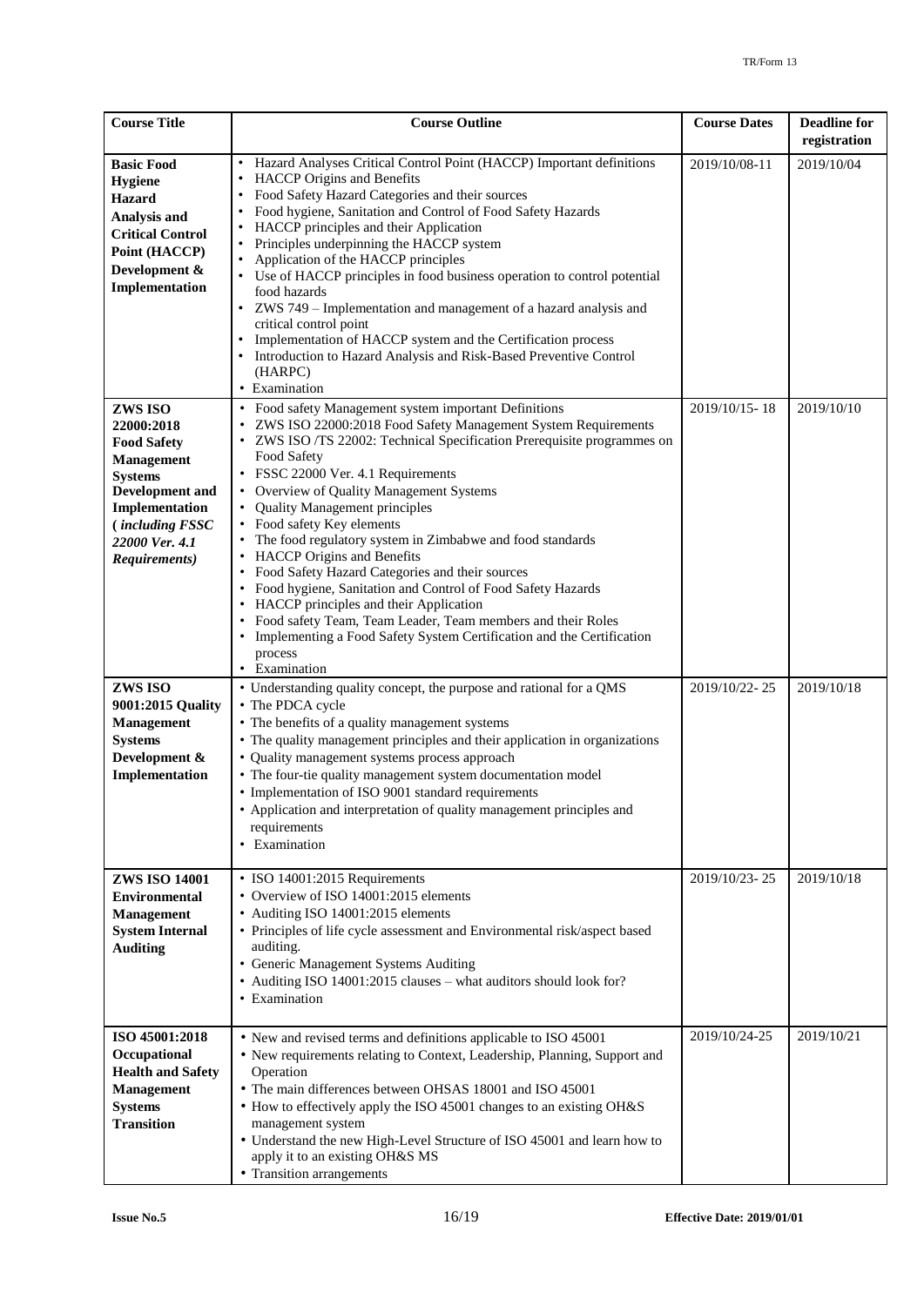| Course Title | Course Outline | Course Dates | Deadline for registration |
| --- | --- | --- | --- |
| **Basic Food Hygiene Hazard Analysis and Critical Control Point (HACCP) Development & Implementation** | • Hazard Analyses Critical Control Point (HACCP) Important definitions<br>• HACCP Origins and Benefits<br>• Food Safety Hazard Categories and their sources<br>• Food hygiene, Sanitation and Control of Food Safety Hazards<br>• HACCP principles and their Application<br>• Principles underpinning the HACCP system<br>• Application of the HACCP principles<br>• Use of HACCP principles in food business operation to control potential food hazards<br>• ZWS 749 – Implementation and management of a hazard analysis and critical control point<br>• Implementation of HACCP system and the Certification process<br>• Introduction to Hazard Analysis and Risk-Based Preventive Control (HARPC)<br>• Examination | 2019/10/08-11 | 2019/10/04 |
| **ZWS ISO 22000:2018 Food Safety Management Systems Development and Implementation (*including FSSC 22000 Ver. 4.1 Requirements*)** | • Food safety Management system important Definitions<br>• ZWS ISO 22000:2018 Food Safety Management System Requirements<br>• ZWS ISO /TS 22002: Technical Specification Prerequisite programmes on Food Safety<br>• FSSC 22000 Ver. 4.1 Requirements<br>• Overview of Quality Management Systems<br>• Quality Management principles<br>• Food safety Key elements<br>• The food regulatory system in Zimbabwe and food standards<br>• HACCP Origins and Benefits<br>• Food Safety Hazard Categories and their sources<br>• Food hygiene, Sanitation and Control of Food Safety Hazards<br>• HACCP principles and their Application<br>• Food safety Team, Team Leader, Team members and their Roles<br>• Implementing a Food Safety System Certification and the Certification process<br>• Examination | 2019/10/15- 18 | 2019/10/10 |
| **ZWS ISO 9001:2015 Quality Management Systems Development & Implementation** | • Understanding quality concept, the purpose and rational for a QMS<br>• The PDCA cycle<br>• The benefits of a quality management systems<br>• The quality management principles and their application in organizations<br>• Quality management systems process approach<br>• The four-tie quality management system documentation model<br>• Implementation of ISO 9001 standard requirements<br>• Application and interpretation of quality management principles and requirements<br>• Examination | 2019/10/22- 25 | 2019/10/18 |
| **ZWS ISO 14001 Environmental Management System Internal Auditing** | • ISO 14001:2015 Requirements<br>• Overview of ISO 14001:2015 elements<br>• Auditing ISO 14001:2015 elements<br>• Principles of life cycle assessment and Environmental risk/aspect based auditing.<br>• Generic Management Systems Auditing<br>• Auditing ISO 14001:2015 clauses – what auditors should look for?<br>• Examination | 2019/10/23- 25 | 2019/10/18 |
| **ISO 45001:2018 Occupational Health and Safety Management Systems Transition** | • New and revised terms and definitions applicable to ISO 45001<br>• New requirements relating to Context, Leadership, Planning, Support and Operation<br>• The main differences between OHSAS 18001 and ISO 45001<br>• How to effectively apply the ISO 45001 changes to an existing OH&S management system<br>• Understand the new High-Level Structure of ISO 45001 and learn how to apply it to an existing OH&S MS<br>• Transition arrangements | 2019/10/24-25 | 2019/10/21 |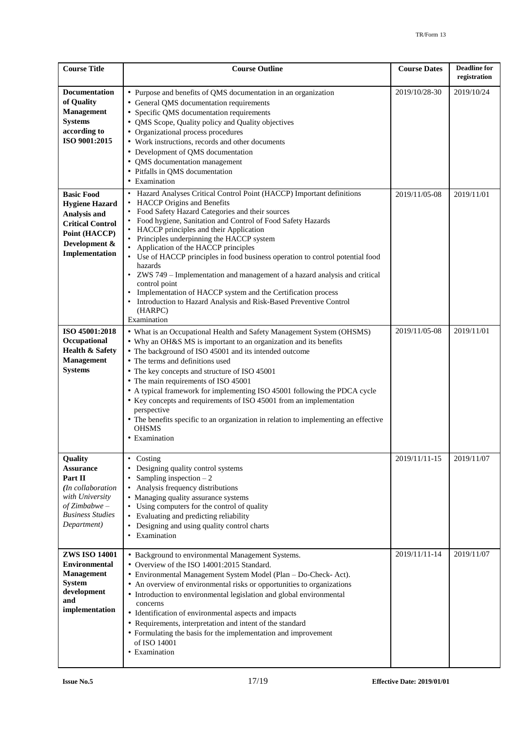| Course Title | Course Outline | Course Dates | Deadline for registration |
|---|---|---|---|
| **Documentation of Quality Management Systems according to ISO 9001:2015** | • Purpose and benefits of QMS documentation in an organization<br>• General QMS documentation requirements<br>• Specific QMS documentation requirements<br>• QMS Scope, Quality policy and Quality objectives<br>• Organizational process procedures<br>• Work instructions, records and other documents<br>• Development of QMS documentation<br>• QMS documentation management<br>• Pitfalls in QMS documentation<br>• Examination | 2019/10/28-30 | 2019/10/24 |
| **Basic Food Hygiene Hazard Analysis and Critical Control Point (HACCP) Development & Implementation** | • Hazard Analyses Critical Control Point (HACCP) Important definitions<br>• HACCP Origins and Benefits<br>• Food Safety Hazard Categories and their sources<br>• Food hygiene, Sanitation and Control of Food Safety Hazards<br>• HACCP principles and their Application<br>• Principles underpinning the HACCP system<br>• Application of the HACCP principles<br>• Use of HACCP principles in food business operation to control potential food hazards<br>• ZWS 749 – Implementation and management of a hazard analysis and critical control point<br>• Implementation of HACCP system and the Certification process<br>• Introduction to Hazard Analysis and Risk-Based Preventive Control (HARPC)<br>Examination | 2019/11/05-08 | 2019/11/01 |
| **ISO 45001:2018 Occupational Health & Safety Management Systems** | • What is an Occupational Health and Safety Management System (OHSMS)<br>• Why an OH&S MS is important to an organization and its benefits<br>• The background of ISO 45001 and its intended outcome<br>• The terms and definitions used<br>• The key concepts and structure of ISO 45001<br>• The main requirements of ISO 45001<br>• A typical framework for implementing ISO 45001 following the PDCA cycle<br>• Key concepts and requirements of ISO 45001 from an implementation perspective<br>• The benefits specific to an organization in relation to implementing an effective OHSMS<br>• Examination | 2019/11/05-08 | 2019/11/01 |
| **Quality Assurance Part II** *(In collaboration with University of Zimbabwe – Business Studies Department)* | • Costing<br>• Designing quality control systems<br>• Sampling inspection – 2<br>• Analysis frequency distributions<br>• Managing quality assurance systems<br>• Using computers for the control of quality<br>• Evaluating and predicting reliability<br>• Designing and using quality control charts<br>• Examination | 2019/11/11-15 | 2019/11/07 |
| **ZWS ISO 14001 Environmental Management System development and implementation** | • Background to environmental Management Systems.<br>• Overview of the ISO 14001:2015 Standard.<br>• Environmental Management System Model (Plan – Do-Check- Act).<br>• An overview of environmental risks or opportunities to organizations<br>• Introduction to environmental legislation and global environmental concerns<br>• Identification of environmental aspects and impacts<br>• Requirements, interpretation and intent of the standard<br>• Formulating the basis for the implementation and improvement of ISO 14001<br>• Examination | 2019/11/11-14 | 2019/11/07 |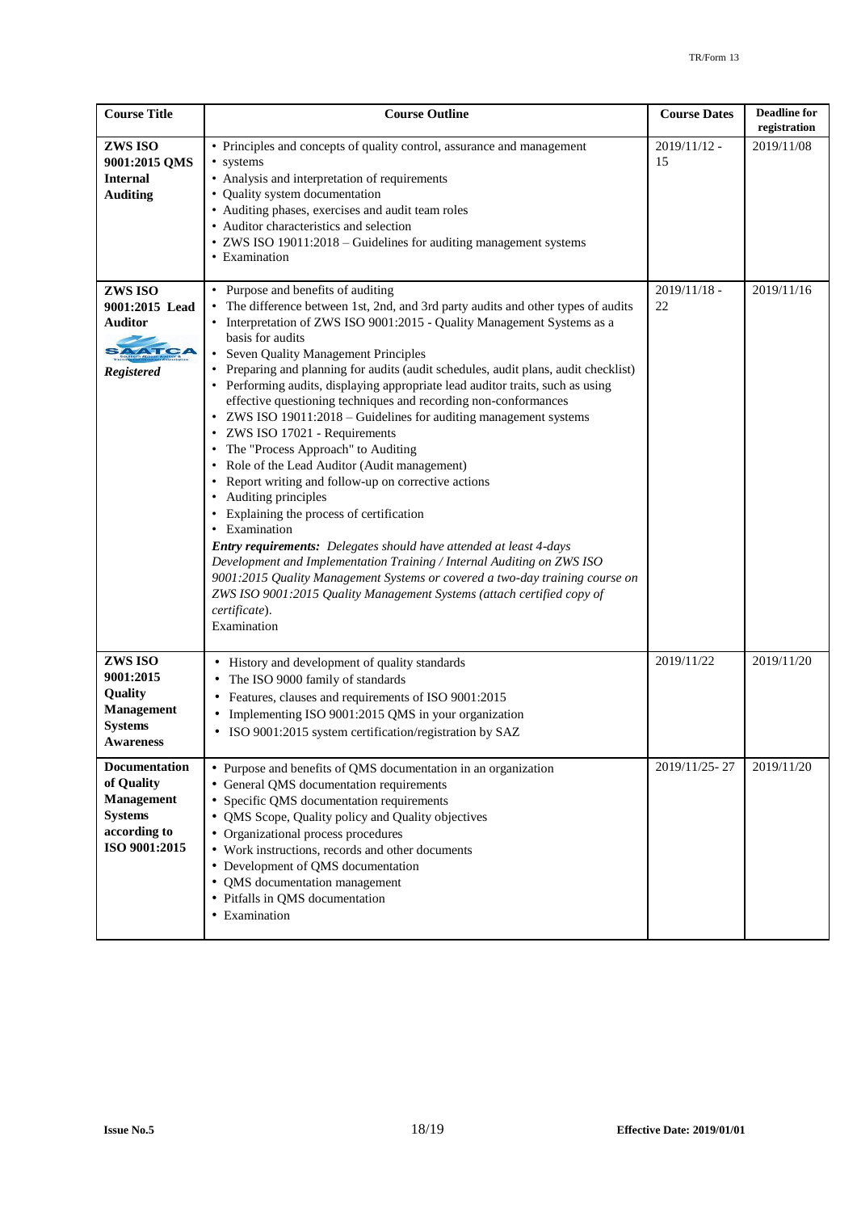| Course Title | Course Outline | Course Dates | Deadline for registration |
|---|---|---|---|
| **ZWS ISO 9001:2015 QMS Internal Auditing** | • Principles and concepts of quality control, assurance and management<br>• systems<br>• Analysis and interpretation of requirements<br>• Quality system documentation<br>• Auditing phases, exercises and audit team roles<br>• Auditor characteristics and selection<br>• ZWS ISO 19011:2018 – Guidelines for auditing management systems<br>• Examination | 2019/11/12 - 15 | 2019/11/08 |
| **ZWS ISO 9001:2015 Lead Auditor**<br>SAATCA<br>***Registered*** | • Purpose and benefits of auditing<br>• The difference between 1st, 2nd, and 3rd party audits and other types of audits<br>• Interpretation of ZWS ISO 9001:2015 - Quality Management Systems as a basis for audits<br>• Seven Quality Management Principles<br>• Preparing and planning for audits (audit schedules, audit plans, audit checklist)<br>• Performing audits, displaying appropriate lead auditor traits, such as using effective questioning techniques and recording non-conformances<br>• ZWS ISO 19011:2018 – Guidelines for auditing management systems<br>• ZWS ISO 17021 - Requirements<br>• The "Process Approach" to Auditing<br>• Role of the Lead Auditor (Audit management)<br>• Report writing and follow-up on corrective actions<br>• Auditing principles<br>• Explaining the process of certification<br>• Examination<br>***Entry requirements:*** *Delegates should have attended at least 4-days Development and Implementation Training / Internal Auditing on ZWS ISO 9001:2015 Quality Management Systems or covered a two-day training course on ZWS ISO 9001:2015 Quality Management Systems (attach certified copy of certificate).*<br>Examination | 2019/11/18 - 22 | 2019/11/16 |
| **ZWS ISO 9001:2015 Quality Management Systems Awareness** | • History and development of quality standards<br>• The ISO 9000 family of standards<br>• Features, clauses and requirements of ISO 9001:2015<br>• Implementing ISO 9001:2015 QMS in your organization<br>• ISO 9001:2015 system certification/registration by SAZ | 2019/11/22 | 2019/11/20 |
| **Documentation of Quality Management Systems according to ISO 9001:2015** | • Purpose and benefits of QMS documentation in an organization<br>• General QMS documentation requirements<br>• Specific QMS documentation requirements<br>• QMS Scope, Quality policy and Quality objectives<br>• Organizational process procedures<br>• Work instructions, records and other documents<br>• Development of QMS documentation<br>• QMS documentation management<br>• Pitfalls in QMS documentation<br>• Examination | 2019/11/25- 27 | 2019/11/20 |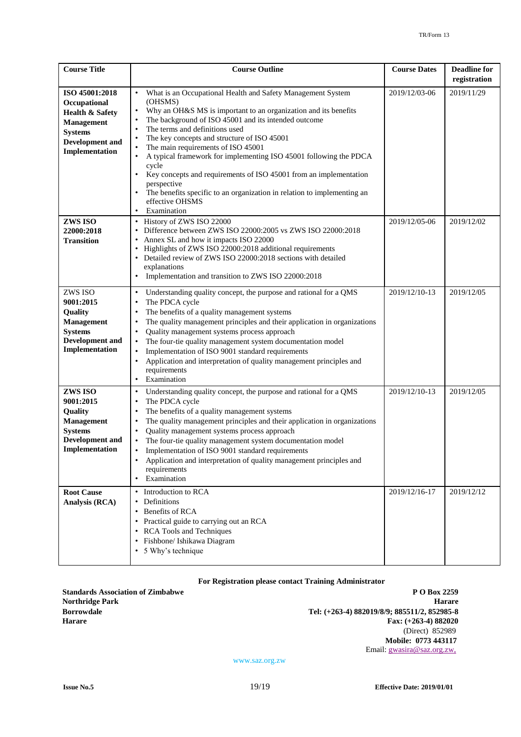| Course Title | Course Outline | Course Dates | Deadline for registration |
|---|---|---|---|
| **ISO 45001:2018 Occupational Health & Safety Management Systems Development and Implementation** | • What is an Occupational Health and Safety Management System (OHSMS)<br>• Why an OH&S MS is important to an organization and its benefits<br>• The background of ISO 45001 and its intended outcome<br>• The terms and definitions used<br>• The key concepts and structure of ISO 45001<br>• The main requirements of ISO 45001<br>• A typical framework for implementing ISO 45001 following the PDCA cycle<br>• Key concepts and requirements of ISO 45001 from an implementation perspective<br>• The benefits specific to an organization in relation to implementing an effective OHSMS<br>• Examination | 2019/12/03-06 | 2019/11/29 |
| **ZWS ISO 22000:2018 Transition** | • History of ZWS ISO 22000<br>• Difference between ZWS ISO 22000:2005 vs ZWS ISO 22000:2018<br>• Annex SL and how it impacts ISO 22000<br>• Highlights of ZWS ISO 22000:2018 additional requirements<br>• Detailed review of ZWS ISO 22000:2018 sections with detailed explanations<br>• Implementation and transition to ZWS ISO 22000:2018 | 2019/12/05-06 | 2019/12/02 |
| ZWS ISO 9001:2015 **Quality Management Systems Development and Implementation** | • Understanding quality concept, the purpose and rational for a QMS<br>• The PDCA cycle<br>• The benefits of a quality management systems<br>• The quality management principles and their application in organizations<br>• Quality management systems process approach<br>• The four-tie quality management system documentation model<br>• Implementation of ISO 9001 standard requirements<br>• Application and interpretation of quality management principles and requirements<br>• Examination | 2019/12/10-13 | 2019/12/05 |
| **ZWS ISO 9001:2015 Quality Management Systems Development and Implementation** | • Understanding quality concept, the purpose and rational for a QMS<br>• The PDCA cycle<br>• The benefits of a quality management systems<br>• The quality management principles and their application in organizations<br>• Quality management systems process approach<br>• The four-tie quality management system documentation model<br>• Implementation of ISO 9001 standard requirements<br>• Application and interpretation of quality management principles and requirements<br>• Examination | 2019/12/10-13 | 2019/12/05 |
| **Root Cause Analysis (RCA)** | • Introduction to RCA<br>• Definitions<br>• Benefits of RCA<br>• Practical guide to carrying out an RCA<br>• RCA Tools and Techniques<br>• Fishbone/ Ishikawa Diagram<br>• 5 Why's technique | 2019/12/16-17 | 2019/12/12 |

**For Registration please contact Training Administrator**

**Standards Association of Zimbabwe**
**Northridge Park**
**Borrowdale**
**Harare**

**P O Box 2259**
**Harare**
**Tel: (+263-4) 882019/8/9; 885511/2, 852985-8**
**Fax: (+263-4) 882020**
(Direct) 852989
**Mobile: 0773 443117**
Email: gwasira@saz.org.zw,

www.saz.org.zw